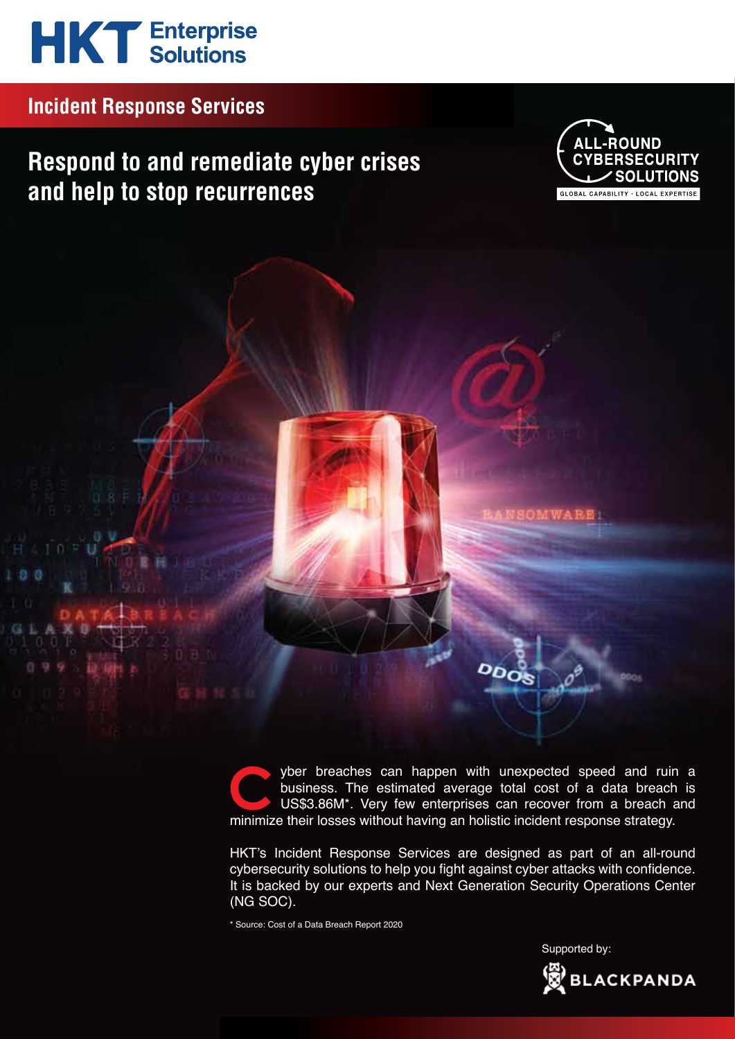HKT Enterprise Solutions

## Incident Response Services

# Respond to and remediate cyber crises and help to stop recurrences

ALL-ROUND CYBERSECURITY SOLUTIONS
GLOBAL CAPABILITY · LOCAL EXPERTISE

Cyber breaches can happen with unexpected speed and ruin a business. The estimated average total cost of a data breach is US$3.86M*. Very few enterprises can recover from a breach and minimize their losses without having an holistic incident response strategy.

HKT's Incident Response Services are designed as part of an all-round cybersecurity solutions to help you fight against cyber attacks with confidence. It is backed by our experts and Next Generation Security Operations Center (NG SOC).

* Source: Cost of a Data Breach Report 2020

Supported by:
BLACKPANDA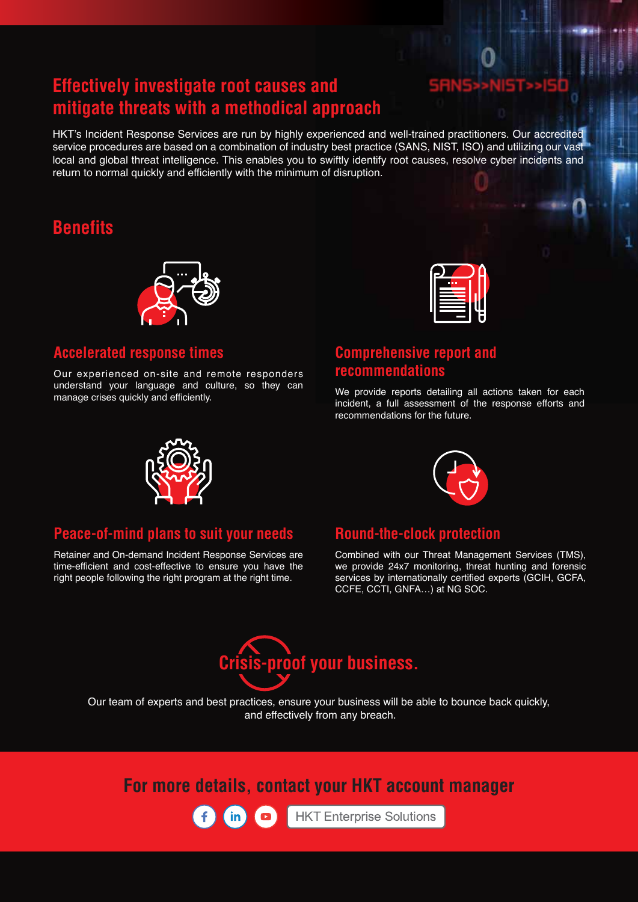## Effectively investigate root causes and mitigate threats with a methodical approach

SANS>>NIST>>ISO

HKT's Incident Response Services are run by highly experienced and well-trained practitioners. Our accredited service procedures are based on a combination of industry best practice (SANS, NIST, ISO) and utilizing our vast local and global threat intelligence. This enables you to swiftly identify root causes, resolve cyber incidents and return to normal quickly and efficiently with the minimum of disruption.

## Benefits

### Accelerated response times

Our experienced on-site and remote responders understand your language and culture, so they can manage crises quickly and efficiently.

### Comprehensive report and recommendations

We provide reports detailing all actions taken for each incident, a full assessment of the response efforts and recommendations for the future.

### Peace-of-mind plans to suit your needs

Retainer and On-demand Incident Response Services are time-efficient and cost-effective to ensure you have the right people following the right program at the right time.

### Round-the-clock protection

Combined with our Threat Management Services (TMS), we provide 24x7 monitoring, threat hunting and forensic services by internationally certified experts (GCIH, GCFA, CCFE, CCTI, GNFA…) at NG SOC.

## Crisis-proof your business.

Our team of experts and best practices, ensure your business will be able to bounce back quickly, and effectively from any breach.

## For more details, contact your HKT account manager

HKT Enterprise Solutions